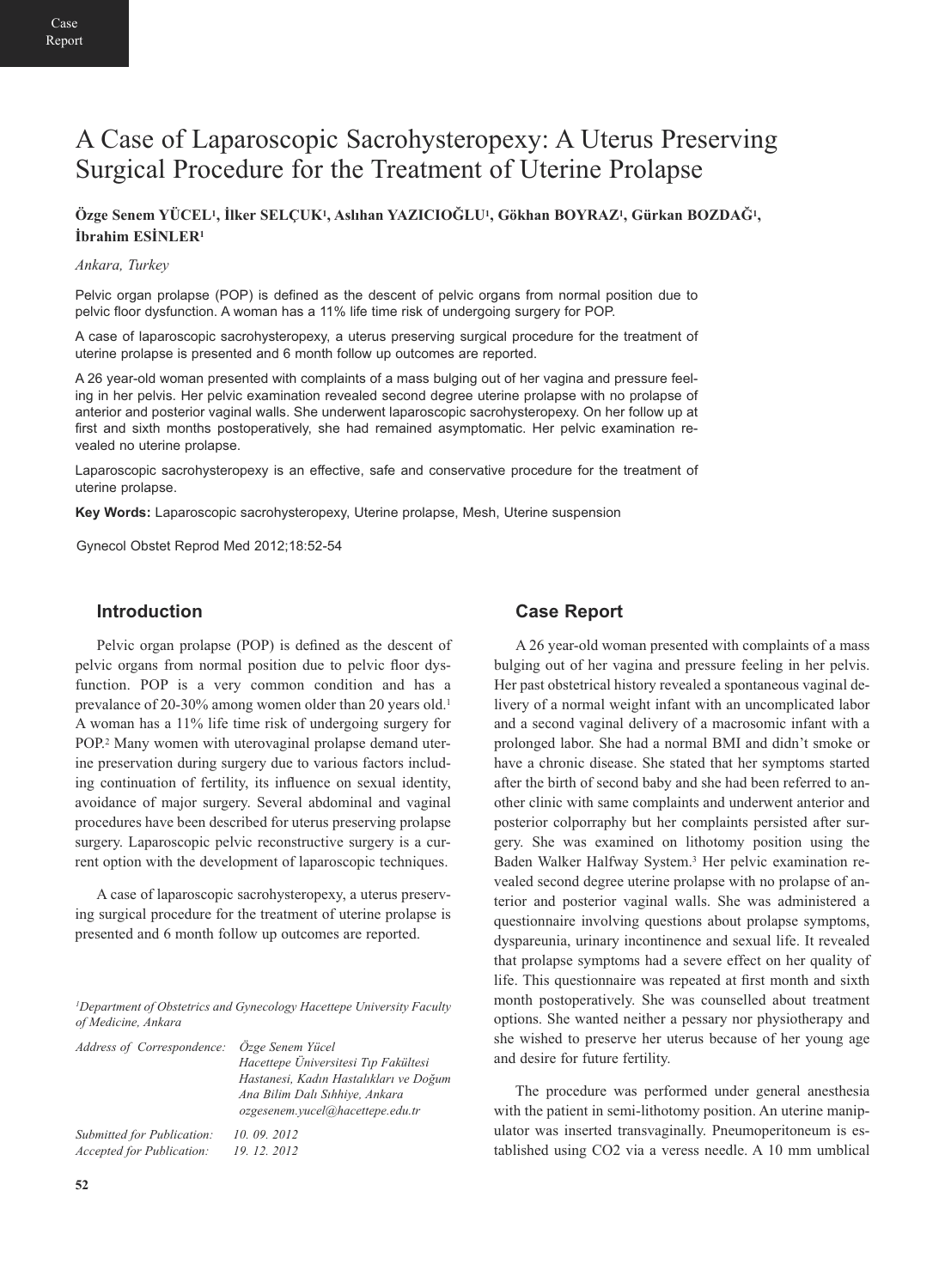# A Case of Laparoscopic Sacrohysteropexy: A Uterus Preserving Surgical Procedure for the Treatment of Uterine Prolapse

**Özge Senem YÜCEL[1], İlker SELÇUK[1], Aslıhan YAZICIOĞLU[1], Gökhan BOYRAZ[1], Gürkan BOZDAĞ[1], İbrahim ESİNLER[1]**

*Ankara, Turkey*

Pelvic organ prolapse (POP) is defined as the descent of pelvic organs from normal position due to pelvic floor dysfunction. A woman has a 11% life time risk of undergoing surgery for POP.

A case of laparoscopic sacrohysteropexy, a uterus preserving surgical procedure for the treatment of uterine prolapse is presented and 6 month follow up outcomes are reported.

A 26 year-old woman presented with complaints of a mass bulging out of her vagina and pressure feeling in her pelvis. Her pelvic examination revealed second degree uterine prolapse with no prolapse of anterior and posterior vaginal walls. She underwent laparoscopic sacrohysteropexy. On her follow up at first and sixth months postoperatively, she had remained asymptomatic. Her pelvic examination revealed no uterine prolapse.

Laparoscopic sacrohysteropexy is an effective, safe and conservative procedure for the treatment of uterine prolapse.

**Key Words:** Laparoscopic sacrohysteropexy, Uterine prolapse, Mesh, Uterine suspension

## Introduction

Pelvic organ prolapse (POP) is defined as the descent of pelvic organs from normal position due to pelvic floor dysfunction. POP is a very common condition and has a prevalance of 20-30% among women older than 20 years old.[1] A woman has a 11% life time risk of undergoing surgery for POP.[2] Many women with uterovaginal prolapse demand uterine preservation during surgery due to various factors including continuation of fertility, its influence on sexual identity, avoidance of major surgery. Several abdominal and vaginal procedures have been described for uterus preserving prolapse surgery. Laparoscopic pelvic reconstructive surgery is a current option with the development of laparoscopic techniques.

A case of laparoscopic sacrohysteropexy, a uterus preserving surgical procedure for the treatment of uterine prolapse is presented and 6 month follow up outcomes are reported.

*[1]Department of Obstetrics and Gynecology Hacettepe University Faculty of Medicine, Ankara*

*Address of Correspondence: Özge Senem Yücel Hacettepe Üniversitesi Tıp Fakültesi Hastanesi, Kadın Hastalıkları ve Doğum Ana Bilim Dalı Sıhhiye, Ankara ozgesenem.yucel@hacettepe.edu.tr*

*Submitted for Publication: 10. 09. 2012*
*Accepted for Publication: 19. 12. 2012*

## Case Report

A 26 year-old woman presented with complaints of a mass bulging out of her vagina and pressure feeling in her pelvis. Her past obstetrical history revealed a spontaneous vaginal delivery of a normal weight infant with an uncomplicated labor and a second vaginal delivery of a macrosomic infant with a prolonged labor. She had a normal BMI and didn't smoke or have a chronic disease. She stated that her symptoms started after the birth of second baby and she had been referred to another clinic with same complaints and underwent anterior and posterior colporraphy but her complaints persisted after surgery. She was examined on lithotomy position using the Baden Walker Halfway System.[3] Her pelvic examination revealed second degree uterine prolapse with no prolapse of anterior and posterior vaginal walls. She was administered a questionnaire involving questions about prolapse symptoms, dyspareunia, urinary incontinence and sexual life. It revealed that prolapse symptoms had a severe effect on her quality of life. This questionnaire was repeated at first month and sixth month postoperatively. She was counselled about treatment options. She wanted neither a pessary nor physiotherapy and she wished to preserve her uterus because of her young age and desire for future fertility.

The procedure was performed under general anesthesia with the patient in semi-lithotomy position. An uterine manipulator was inserted transvaginally. Pneumoperitoneum is established using $CO_2$ via a veress needle. A 10 mm umblical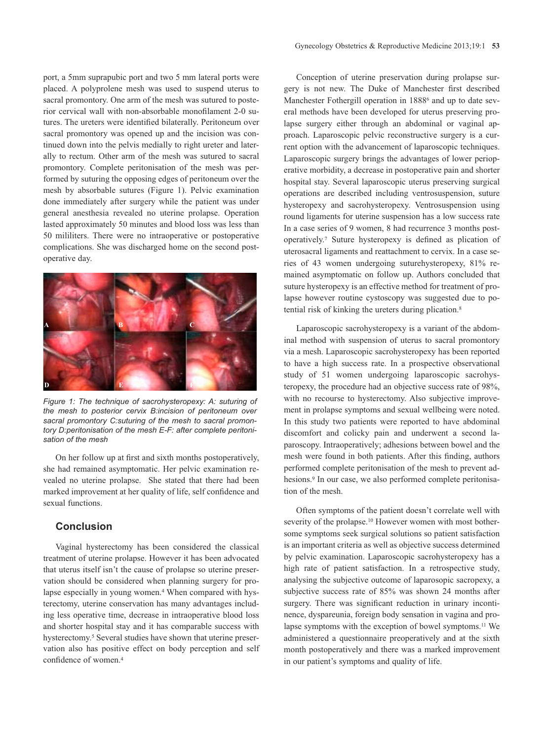port, a 5mm suprapubic port and two 5 mm lateral ports were placed. A polyprolene mesh was used to suspend uterus to sacral promontory. One arm of the mesh was sutured to posterior cervical wall with non-absorbable monofilament 2-0 sutures. The ureters were identified bilaterally. Peritoneum over sacral promontory was opened up and the incision was continued down into the pelvis medially to right ureter and laterally to rectum. Other arm of the mesh was sutured to sacral promontory. Complete peritonisation of the mesh was performed by suturing the opposing edges of peritoneum over the mesh by absorbable sutures (Figure 1). Pelvic examination done immediately after surgery while the patient was under general anesthesia revealed no uterine prolapse. Operation lasted approximately 50 minutes and blood loss was less than 50 mililiters. There were no intraoperative or postoperative complications. She was discharged home on the second postoperative day.

*Figure 1: The technique of sacrohysteropexy: A: suturing of the mesh to posterior cervix B:incision of peritoneum over sacral promontory C:suturing of the mesh to sacral promontory D:peritonisation of the mesh E-F: after complete peritonisation of the mesh*

On her follow up at first and sixth months postoperatively, she had remained asymptomatic. Her pelvic examination revealed no uterine prolapse. She stated that there had been marked improvement at her quality of life, self confidence and sexual functions.

## Conclusion

Vaginal hysterectomy has been considered the classical treatment of uterine prolapse. However it has been advocated that uterus itself isn't the cause of prolapse so uterine preservation should be considered when planning surgery for prolapse especially in young women.[4] When compared with hysterectomy, uterine conservation has many advantages including less operative time, decrease in intraoperative blood loss and shorter hospital stay and it has comparable success with hysterectomy.[5] Several studies have shown that uterine preservation also has positive effect on body perception and self confidence of women.[4]

Conception of uterine preservation during prolapse surgery is not new. The Duke of Manchester first described Manchester Fothergill operation in 1888[6] and up to date several methods have been developed for uterus preserving prolapse surgery either through an abdominal or vaginal approach. Laparoscopic pelvic reconstructive surgery is a current option with the advancement of laparoscopic techniques. Laparoscopic surgery brings the advantages of lower perioperative morbidity, a decrease in postoperative pain and shorter hospital stay. Several laparoscopic uterus preserving surgical operations are described including ventrosuspension, suture hysteropexy and sacrohysteropexy. Ventrosuspension using round ligaments for uterine suspension has a low success rate In a case series of 9 women, 8 had recurrence 3 months postoperatively.[7] Suture hysteropexy is defined as plication of uterosacral ligaments and reattachment to cervix. In a case series of 43 women undergoing suturehysteropexy, 81% remained asymptomatic on follow up. Authors concluded that suture hysteropexy is an effective method for treatment of prolapse however routine cystoscopy was suggested due to potential risk of kinking the ureters during plication.[8]

Laparoscopic sacrohysteropexy is a variant of the abdominal method with suspension of uterus to sacral promontory via a mesh. Laparoscopic sacrohysteropexy has been reported to have a high success rate. In a prospective observational study of 51 women undergoing laparoscopic sacrohysteropexy, the procedure had an objective success rate of 98%, with no recourse to hysterectomy. Also subjective improvement in prolapse symptoms and sexual wellbeing were noted. In this study two patients were reported to have abdominal discomfort and colicky pain and underwent a second laparoscopy. Intraoperatively; adhesions between bowel and the mesh were found in both patients. After this finding, authors performed complete peritonisation of the mesh to prevent adhesions.[9] In our case, we also performed complete peritonisation of the mesh.

Often symptoms of the patient doesn't correlate well with severity of the prolapse.[10] However women with most bothersome symptoms seek surgical solutions so patient satisfaction is an important criteria as well as objective success determined by pelvic examination. Laparoscopic sacrohysteropexy has a high rate of patient satisfaction. In a retrospective study, analysing the subjective outcome of laparosopic sacropexy, a subjective success rate of 85% was shown 24 months after surgery. There was significant reduction in urinary incontinence, dyspareunia, foreign body sensation in vagina and prolapse symptoms with the exception of bowel symptoms.[11] We administered a questionnaire preoperatively and at the sixth month postoperatively and there was a marked improvement in our patient's symptoms and quality of life.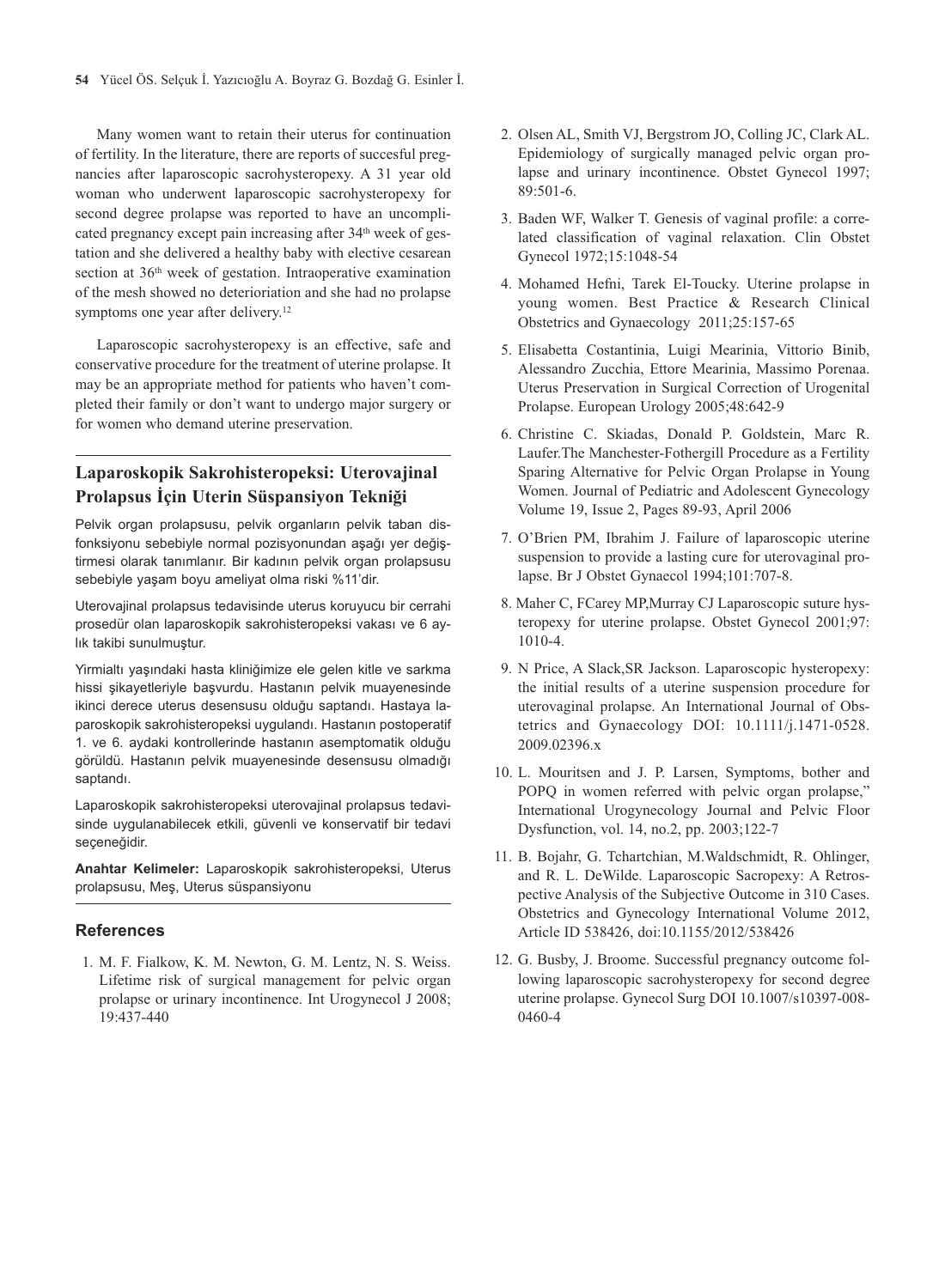Many women want to retain their uterus for continuation of fertility. In the literature, there are reports of succesful pregnancies after laparoscopic sacrohysteropexy. A 31 year old woman who underwent laparoscopic sacrohysteropexy for second degree prolapse was reported to have an uncomplicated pregnancy except pain increasing after 34th week of gestation and she delivered a healthy baby with elective cesarean section at 36th week of gestation. Intraoperative examination of the mesh showed no deterioriation and she had no prolapse symptoms one year after delivery.[12]

Laparoscopic sacrohysteropexy is an effective, safe and conservative procedure for the treatment of uterine prolapse. It may be an appropriate method for patients who haven't completed their family or don't want to undergo major surgery or for women who demand uterine preservation.

## Laparoskopik Sakrohisteropeksi: Uterovajinal Prolapsus İçin Uterin Süspansiyon Tekniği

Pelvik organ prolapsusu, pelvik organların pelvik taban disfonksiyonu sebebiyle normal pozisyonundan aşağı yer değiştirmesi olarak tanımlanır. Bir kadının pelvik organ prolapsusu sebebiyle yaşam boyu ameliyat olma riski %11'dir.

Uterovajinal prolapsus tedavisinde uterus koruyucu bir cerrahi prosedür olan laparoskopik sakrohisteropeksi vakası ve 6 aylık takibi sunulmuştur.

Yirmialtı yaşındaki hasta kliniğimize ele gelen kitle ve sarkma hissi şikayetleriyle başvurdu. Hastanın pelvik muayenesinde ikinci derece uterus desensusu olduğu saptandı. Hastaya laparoskopik sakrohisteropeksi uygulandı. Hastanın postoperatif 1. ve 6. aydaki kontrollerinde hastanın asemptomatik olduğu görüldü. Hastanın pelvik muayenesinde desensusu olmadığı saptandı.

Laparoskopik sakrohisteropeksi uterovajinal prolapsus tedavisinde uygulanabilecek etkili, güvenli ve konservatif bir tedavi seçeneğidir.

**Anahtar Kelimeler:** Laparoskopik sakrohisteropeksi, Uterus prolapsusu, Meş, Uterus süspansiyonu

## References

1. M. F. Fialkow, K. M. Newton, G. M. Lentz, N. S. Weiss. Lifetime risk of surgical management for pelvic organ prolapse or urinary incontinence. Int Urogynecol J 2008; 19:437-440
2. Olsen AL, Smith VJ, Bergstrom JO, Colling JC, Clark AL. Epidemiology of surgically managed pelvic organ prolapse and urinary incontinence. Obstet Gynecol 1997; 89:501-6.
3. Baden WF, Walker T. Genesis of vaginal profile: a correlated classification of vaginal relaxation. Clin Obstet Gynecol 1972;15:1048-54
4. Mohamed Hefni, Tarek El-Toucky. Uterine prolapse in young women. Best Practice & Research Clinical Obstetrics and Gynaecology 2011;25:157-65
5. Elisabetta Costantinia, Luigi Mearinia, Vittorio Binib, Alessandro Zucchia, Ettore Mearinia, Massimo Porenaa. Uterus Preservation in Surgical Correction of Urogenital Prolapse. European Urology 2005;48:642-9
6. Christine C. Skiadas, Donald P. Goldstein, Marc R. Laufer.The Manchester-Fothergill Procedure as a Fertility Sparing Alternative for Pelvic Organ Prolapse in Young Women. Journal of Pediatric and Adolescent Gynecology Volume 19, Issue 2, Pages 89-93, April 2006
7. O'Brien PM, Ibrahim J. Failure of laparoscopic uterine suspension to provide a lasting cure for uterovaginal prolapse. Br J Obstet Gynaecol 1994;101:707-8.
8. Maher C, FCarey MP,Murray CJ Laparoscopic suture hysteropexy for uterine prolapse. Obstet Gynecol 2001;97: 1010-4.
9. N Price, A Slack,SR Jackson. Laparoscopic hysteropexy: the initial results of a uterine suspension procedure for uterovaginal prolapse. An International Journal of Obstetrics and Gynaecology DOI: 10.1111/j.1471-0528. 2009.02396.x
10. L. Mouritsen and J. P. Larsen, Symptoms, bother and POPQ in women referred with pelvic organ prolapse," International Urogynecology Journal and Pelvic Floor Dysfunction, vol. 14, no.2, pp. 2003;122-7
11. B. Bojahr, G. Tchartchian, M.Waldschmidt, R. Ohlinger, and R. L. DeWilde. Laparoscopic Sacropexy: A Retrospective Analysis of the Subjective Outcome in 310 Cases. Obstetrics and Gynecology International Volume 2012, Article ID 538426, doi:10.1155/2012/538426
12. G. Busby, J. Broome. Successful pregnancy outcome following laparoscopic sacrohysteropexy for second degree uterine prolapse. Gynecol Surg DOI 10.1007/s10397-008-0460-4